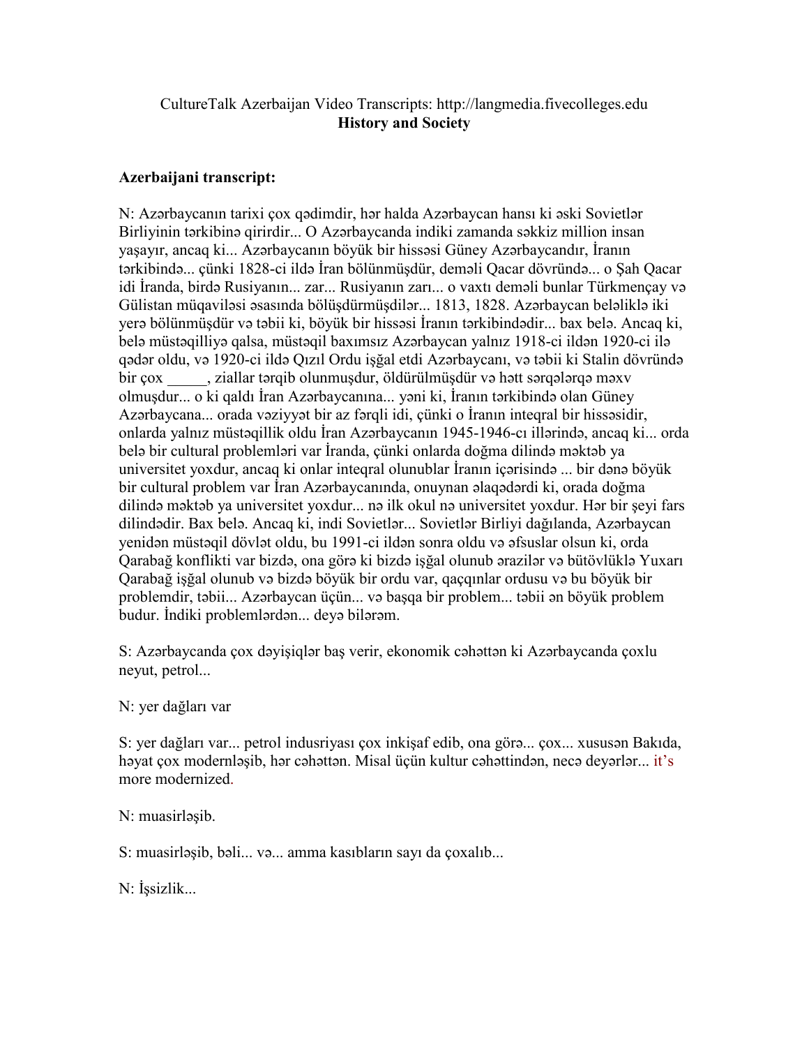CultureTalk Azerbaijan Video Transcripts: http://langmedia.fivecolleges.edu
**History and Society**

**Azerbaijani transcript:**

N: Azərbaycanın tarixi çox qədimdir, hər halda Azərbaycan hansı ki əski Sovietlər Birliyinin tərkibinə qirirdir... O Azərbaycanda indiki zamanda səkkiz million insan yaşayır, ancaq ki... Azərbaycanın böyük bir hissəsi Güney Azərbaycandır, İranın tərkibində... çünki 1828-ci ildə İran bölünmüşdür, deməli Qacar dövründə... o Şah Qacar idi İranda, birdə Rusiyanın... zar... Rusiyanın zarı... o vaxtı deməli bunlar Türkmençay və Gülistan müqaviləsi əsasında bölüşdürmüşdilər... 1813, 1828. Azərbaycan beləliklə iki yerə bölünmüşdür və təbii ki, böyük bir hissəsi İranın tərkibindədir... bax belə. Ancaq ki, belə müstəqilliyə qalsa, müstəqil baxımsız Azərbaycan yalnız 1918-ci ildən 1920-ci ilə qədər oldu, və 1920-ci ildə Qızıl Ordu işğal etdi Azərbaycanı, və təbii ki Stalin dövründə bir çox _____, ziallar tərqib olunmuşdur, öldürülmüşdür və hətt sərqələrqə məxv olmuşdur... o ki qaldı İran Azərbaycanına... yəni ki, İranın tərkibində olan Güney Azərbaycana... orada vəziyyət bir az fərqli idi, çünki o İranın inteqral bir hissəsidir, onlarda yalnız müstəqillik oldu İran Azərbaycanın 1945-1946-cı illərində, ancaq ki... orda belə bir cultural problemləri var İranda, çünki onlarda doğma dilində məktəb ya universitet yoxdur, ancaq ki onlar inteqral olunublar İranın içərisində ... bir dənə böyük bir cultural problem var İran Azərbaycanında, onuynan əlaqədərdi ki, orada doğma dilində məktəb ya universitet yoxdur... nə ilk okul nə universitet yoxdur. Hər bir şeyi fars dilindədir. Bax belə. Ancaq ki, indi Sovietlər... Sovietlər Birliyi dağılanda, Azərbaycan yenidən müstəqil dövlət oldu, bu 1991-ci ildən sonra oldu və əfsuslar olsun ki, orda Qarabağ konflikti var bizdə, ona görə ki bizdə işğal olunub ərazilər və bütövlüklə Yuxarı Qarabağ işğal olunub və bizdə böyük bir ordu var, qaçqınlar ordusu və bu böyük bir problemdir, təbii... Azərbaycan üçün... və başqa bir problem... təbii ən böyük problem budur. İndiki problemlərdən... deyə bilərəm.

S: Azərbaycanda çox dəyişiqlər baş verir, ekonomik cəhəttən ki Azərbaycanda çoxlu neyut, petrol...

N: yer dağları var

S: yer dağları var... petrol indusriyası çox inkişaf edib, ona görə... çox... xususən Bakıda, həyat çox modernləşib, hər cəhəttən. Misal üçün kultur cəhəttindən, necə deyərlər... it's more modernized.

N: muasirləşib.

S: muasirləşib, bəli... və... amma kasıbların sayı da çoxalıb...

N: İşsizlik...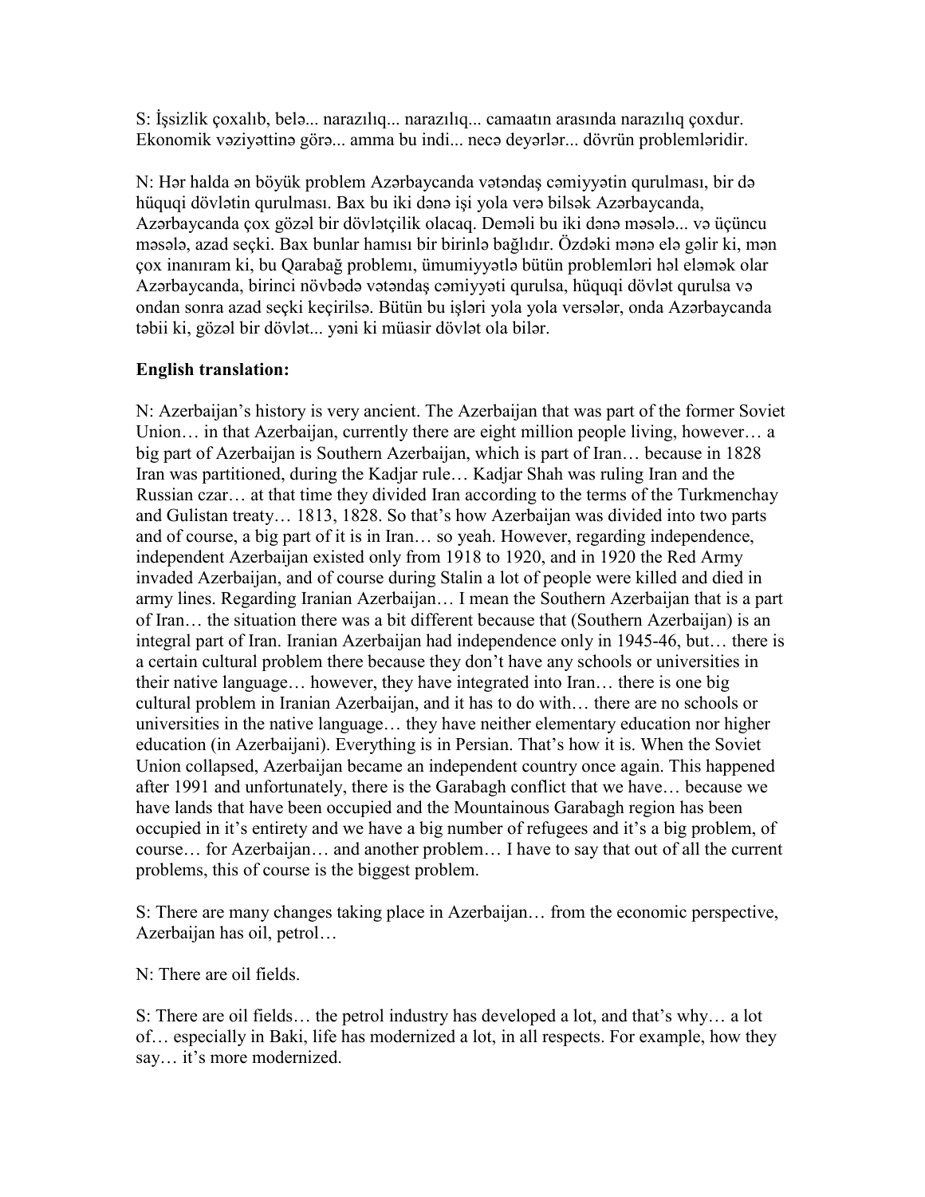S: İşsizlik çoxalıb, belə... narazılıq... narazılıq... camaatın arasında narazılıq çoxdur. Ekonomik vəziyyəttinə görə... amma bu indi... necə deyərlər... dövrün problemləridir.

N: Hər halda ən böyük problem Azərbaycanda vətəndaş cəmiyyətin qurulması, bir də hüquqi dövlətin qurulması. Bax bu iki dənə işi yola verə bilsək Azərbaycanda, Azərbaycanda çox gözəl bir dövlətçilik olacaq. Deməli bu iki dənə məsələ... və üçüncu məsələ, azad seçki. Bax bunlar hamısı bir birinlə bağlıdır. Özdəki mənə elə gəlir ki, mən çox inanıram ki, bu Qarabağ problemı, ümumiyyətlə bütün problemləri həl eləmək olar Azərbaycanda, birinci növbədə vətəndaş cəmiyyəti qurulsa, hüquqi dövlət qurulsa və ondan sonra azad seçki keçirilsə. Bütün bu işləri yola yola versələr, onda Azərbaycanda təbii ki, gözəl bir dövlət... yəni ki müasir dövlət ola bilər.

**English translation:**

N: Azerbaijan's history is very ancient. The Azerbaijan that was part of the former Soviet Union… in that Azerbaijan, currently there are eight million people living, however… a big part of Azerbaijan is Southern Azerbaijan, which is part of Iran… because in 1828 Iran was partitioned, during the Kadjar rule… Kadjar Shah was ruling Iran and the Russian czar… at that time they divided Iran according to the terms of the Turkmenchay and Gulistan treaty… 1813, 1828. So that's how Azerbaijan was divided into two parts and of course, a big part of it is in Iran… so yeah. However, regarding independence, independent Azerbaijan existed only from 1918 to 1920, and in 1920 the Red Army invaded Azerbaijan, and of course during Stalin a lot of people were killed and died in army lines. Regarding Iranian Azerbaijan… I mean the Southern Azerbaijan that is a part of Iran… the situation there was a bit different because that (Southern Azerbaijan) is an integral part of Iran. Iranian Azerbaijan had independence only in 1945-46, but… there is a certain cultural problem there because they don't have any schools or universities in their native language… however, they have integrated into Iran… there is one big cultural problem in Iranian Azerbaijan, and it has to do with… there are no schools or universities in the native language… they have neither elementary education nor higher education (in Azerbaijani). Everything is in Persian. That's how it is. When the Soviet Union collapsed, Azerbaijan became an independent country once again. This happened after 1991 and unfortunately, there is the Garabagh conflict that we have… because we have lands that have been occupied and the Mountainous Garabagh region has been occupied in it's entirety and we have a big number of refugees and it's a big problem, of course… for Azerbaijan… and another problem… I have to say that out of all the current problems, this of course is the biggest problem.

S: There are many changes taking place in Azerbaijan… from the economic perspective, Azerbaijan has oil, petrol…

N: There are oil fields.

S: There are oil fields… the petrol industry has developed a lot, and that's why… a lot of… especially in Baki, life has modernized a lot, in all respects. For example, how they say… it's more modernized.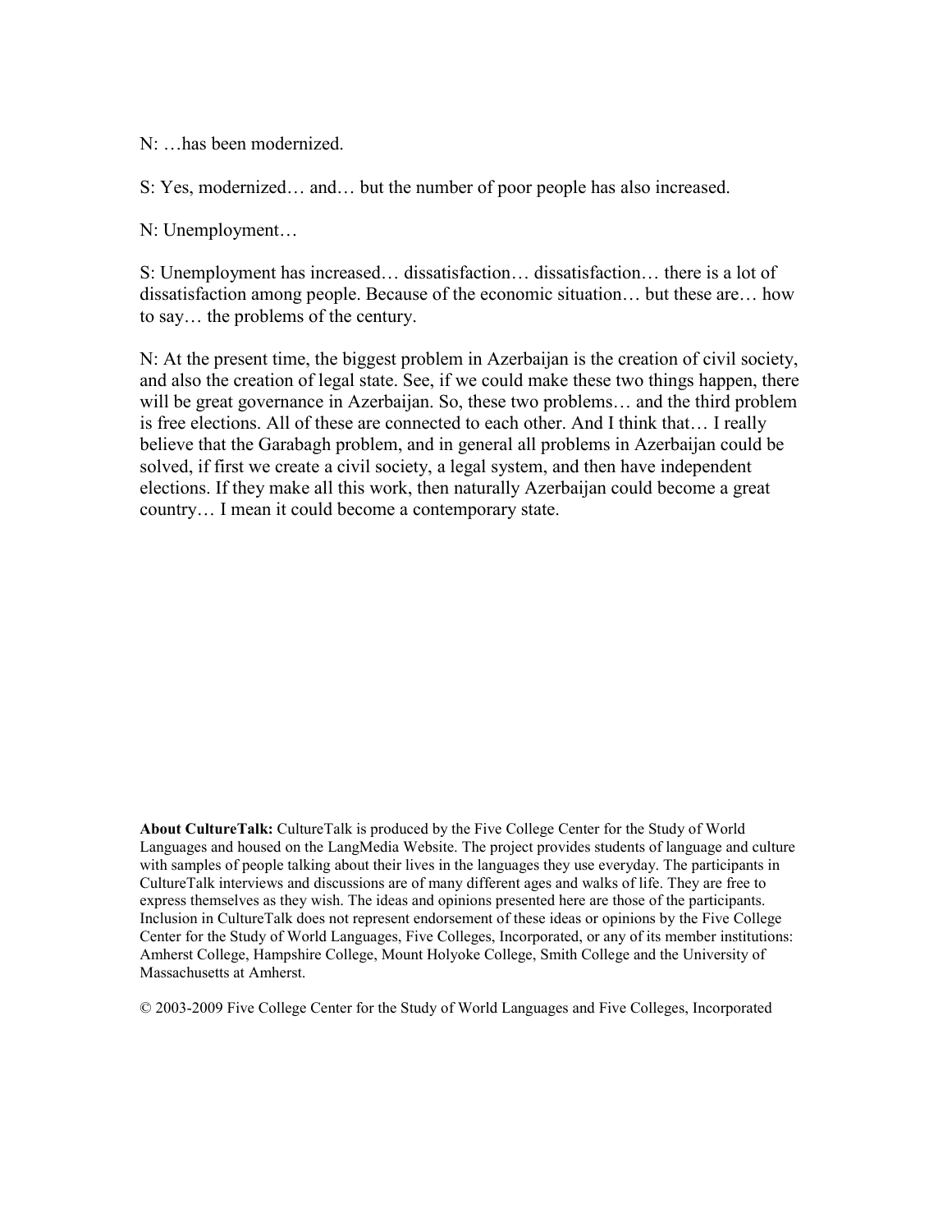N: …has been modernized.

S: Yes, modernized… and… but the number of poor people has also increased.

N: Unemployment…

S: Unemployment has increased… dissatisfaction… dissatisfaction… there is a lot of dissatisfaction among people. Because of the economic situation… but these are… how to say… the problems of the century.

N: At the present time, the biggest problem in Azerbaijan is the creation of civil society, and also the creation of legal state. See, if we could make these two things happen, there will be great governance in Azerbaijan. So, these two problems… and the third problem is free elections. All of these are connected to each other. And I think that… I really believe that the Garabagh problem, and in general all problems in Azerbaijan could be solved, if first we create a civil society, a legal system, and then have independent elections. If they make all this work, then naturally Azerbaijan could become a great country… I mean it could become a contemporary state.

**About CultureTalk:** CultureTalk is produced by the Five College Center for the Study of World Languages and housed on the LangMedia Website. The project provides students of language and culture with samples of people talking about their lives in the languages they use everyday. The participants in CultureTalk interviews and discussions are of many different ages and walks of life. They are free to express themselves as they wish. The ideas and opinions presented here are those of the participants. Inclusion in CultureTalk does not represent endorsement of these ideas or opinions by the Five College Center for the Study of World Languages, Five Colleges, Incorporated, or any of its member institutions: Amherst College, Hampshire College, Mount Holyoke College, Smith College and the University of Massachusetts at Amherst.

© 2003-2009 Five College Center for the Study of World Languages and Five Colleges, Incorporated